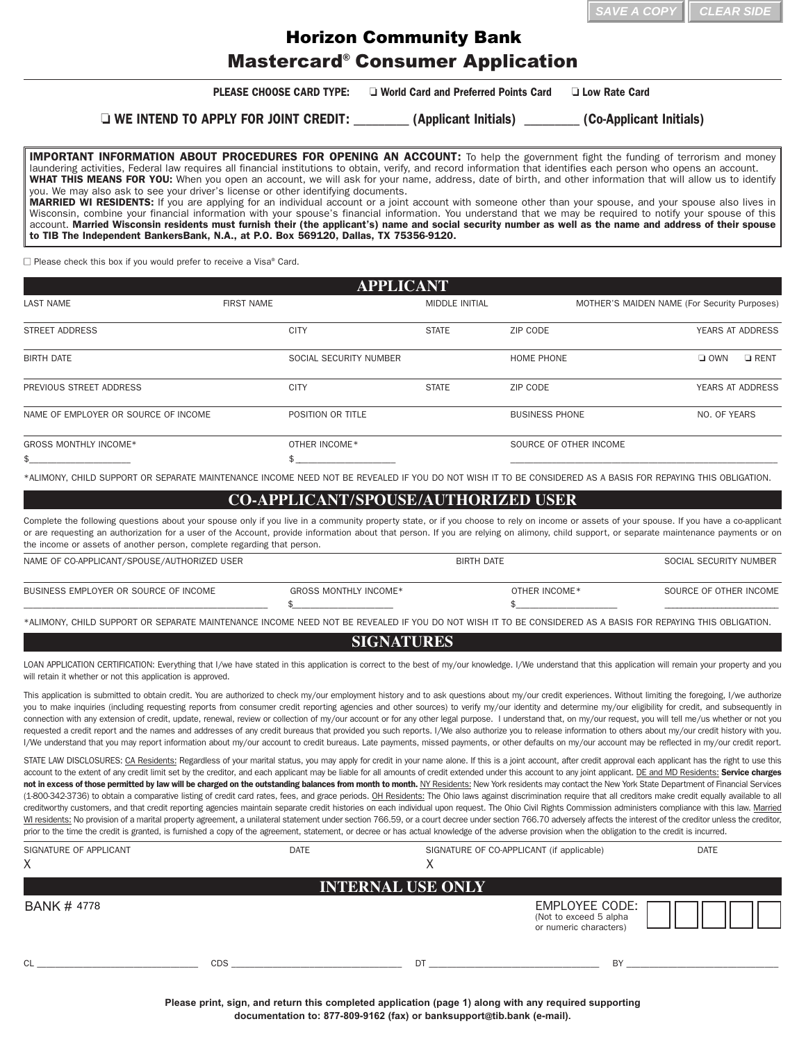SAVE A COPY | CLEAR SIDE

# Horizon Community Bank
# Mastercard® Consumer Application

**PLEASE CHOOSE CARD TYPE:** ❑ **World Card and Preferred Points Card** ❑ **Low Rate Card**

❑ **WE INTEND TO APPLY FOR JOINT CREDIT: ________ (Applicant Initials) ________ (Co-Applicant Initials)**

**IMPORTANT INFORMATION ABOUT PROCEDURES FOR OPENING AN ACCOUNT:** To help the government fight the funding of terrorism and money laundering activities, Federal law requires all financial institutions to obtain, verify, and record information that identifies each person who opens an account.
**WHAT THIS MEANS FOR YOU:** When you open an account, we will ask for your name, address, date of birth, and other information that will allow us to identify you. We may also ask to see your driver's license or other identifying documents.
**MARRIED WI RESIDENTS:** If you are applying for an individual account or a joint account with someone other than your spouse, and your spouse also lives in Wisconsin, combine your financial information with your spouse's financial information. You understand that we may be required to notify your spouse of this account. **Married Wisconsin residents must furnish their (the applicant's) name and social security number as well as the name and address of their spouse to TIB The Independent BankersBank, N.A., at P.O. Box 569120, Dallas, TX 75356-9120.**

☐ Please check this box if you would prefer to receive a Visa® Card.

## APPLICANT

| LAST NAME | FIRST NAME | MIDDLE INITIAL | MOTHER'S MAIDEN NAME (For Security Purposes) | |
|---|---|---|---|---|
| STREET ADDRESS | CITY | STATE | ZIP CODE | YEARS AT ADDRESS |
| BIRTH DATE | SOCIAL SECURITY NUMBER | | HOME PHONE | ❑ OWN ❑ RENT |
| PREVIOUS STREET ADDRESS | CITY | STATE | ZIP CODE | YEARS AT ADDRESS |
| NAME OF EMPLOYER OR SOURCE OF INCOME | POSITION OR TITLE | | BUSINESS PHONE | NO. OF YEARS |
| GROSS MONTHLY INCOME* $____________ | OTHER INCOME* $____________ | | SOURCE OF OTHER INCOME ____________ | |

*ALIMONY, CHILD SUPPORT OR SEPARATE MAINTENANCE INCOME NEED NOT BE REVEALED IF YOU DO NOT WISH IT TO BE CONSIDERED AS A BASIS FOR REPAYING THIS OBLIGATION.

## CO-APPLICANT/SPOUSE/AUTHORIZED USER

Complete the following questions about your spouse only if you live in a community property state, or if you choose to rely on income or assets of your spouse. If you have a co-applicant or are requesting an authorization for a user of the Account, provide information about that person. If you are relying on alimony, child support, or separate maintenance payments or on the income or assets of another person, complete regarding that person.

| NAME OF CO-APPLICANT/SPOUSE/AUTHORIZED USER | | BIRTH DATE | SOCIAL SECURITY NUMBER |
|---|---|---|---|
| BUSINESS EMPLOYER OR SOURCE OF INCOME ____________ | GROSS MONTHLY INCOME* $____________ | OTHER INCOME* $____________ | SOURCE OF OTHER INCOME ____________ |

*ALIMONY, CHILD SUPPORT OR SEPARATE MAINTENANCE INCOME NEED NOT BE REVEALED IF YOU DO NOT WISH IT TO BE CONSIDERED AS A BASIS FOR REPAYING THIS OBLIGATION.

## SIGNATURES

LOAN APPLICATION CERTIFICATION: Everything that I/we have stated in this application is correct to the best of my/our knowledge. I/We understand that this application will remain your property and you will retain it whether or not this application is approved.

This application is submitted to obtain credit. You are authorized to check my/our employment history and to ask questions about my/our credit experiences. Without limiting the foregoing, I/we authorize you to make inquiries (including requesting reports from consumer credit reporting agencies and other sources) to verify my/our identity and determine my/our eligibility for credit, and subsequently in connection with any extension of credit, update, renewal, review or collection of my/our account or for any other legal purpose. I understand that, on my/our request, you will tell me/us whether or not you requested a credit report and the names and addresses of any credit bureaus that provided you such reports. I/We also authorize you to release information to others about my/our credit history with you. I/We understand that you may report information about my/our account to credit bureaus. Late payments, missed payments, or other defaults on my/our account may be reflected in my/our credit report.

STATE LAW DISCLOSURES: CA Residents: Regardless of your marital status, you may apply for credit in your name alone. If this is a joint account, after credit approval each applicant has the right to use this account to the extent of any credit limit set by the creditor, and each applicant may be liable for all amounts of credit extended under this account to any joint applicant. DE and MD Residents: **Service charges not in excess of those permitted by law will be charged on the outstanding balances from month to month.** NY Residents: New York residents may contact the New York State Department of Financial Services (1-800-342-3736) to obtain a comparative listing of credit card rates, fees, and grace periods. OH Residents: The Ohio laws against discrimination require that all creditors make credit equally available to all creditworthy customers, and that credit reporting agencies maintain separate credit histories on each individual upon request. The Ohio Civil Rights Commission administers compliance with this law. Married WI residents: No provision of a marital property agreement, a unilateral statement under section 766.59, or a court decree under section 766.70 adversely affects the interest of the creditor unless the creditor, prior to the time the credit is granted, is furnished a copy of the agreement, statement, or decree or has actual knowledge of the adverse provision when the obligation to the credit is incurred.

| SIGNATURE OF APPLICANT | DATE | SIGNATURE OF CO-APPLICANT (if applicable) | DATE |
|---|---|---|---|
| X | | X | |

## INTERNAL USE ONLY

BANK # 4778

EMPLOYEE CODE: (Not to exceed 5 alpha or numeric characters) ☐☐☐☐☐

CL ____________ CDS ____________ DT ____________ BY ____________

**Please print, sign, and return this completed application (page 1) along with any required supporting documentation to: 877-809-9162 (fax) or banksupport@tib.bank (e-mail).**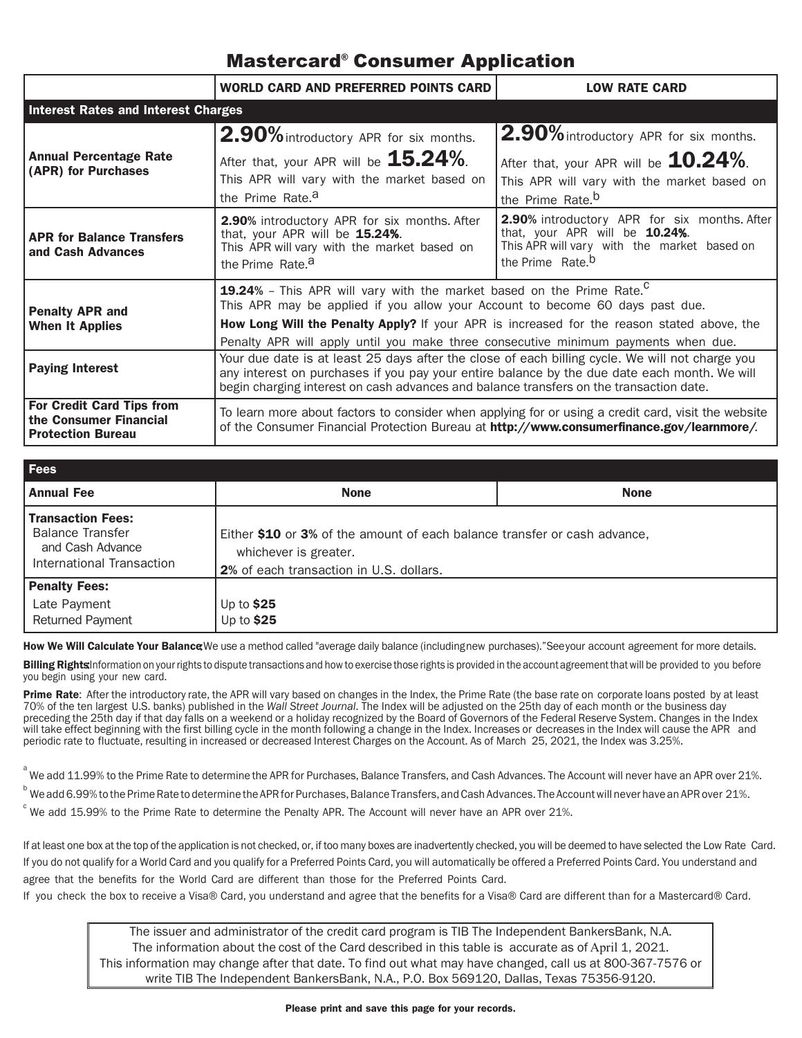# Mastercard® Consumer Application

| | WORLD CARD AND PREFERRED POINTS CARD | LOW RATE CARD |
|---|---|---|
| **Interest Rates and Interest Charges** | | |
| **Annual Percentage Rate (APR) for Purchases** | **2.90%** introductory APR for six months. After that, your APR will be **15.24%**. This APR will vary with the market based on the Prime Rate.[a] | **2.90%** introductory APR for six months. After that, your APR will be **10.24%**. This APR will vary with the market based on the Prime Rate.[b] |
| **APR for Balance Transfers and Cash Advances** | **2.90%** introductory APR for six months. After that, your APR will be **15.24%**. This APR will vary with the market based on the Prime Rate.[a] | **2.90%** introductory APR for six months. After that, your APR will be **10.24%**. This APR will vary with the market based on the Prime Rate.[b] |
| **Penalty APR and When It Applies** | **19.24%** – This APR will vary with the market based on the Prime Rate.[c] This APR may be applied if you allow your Account to become 60 days past due. **How Long Will the Penalty Apply?** If your APR is increased for the reason stated above, the Penalty APR will apply until you make three consecutive minimum payments when due. | |
| **Paying Interest** | Your due date is at least 25 days after the close of each billing cycle. We will not charge you any interest on purchases if you pay your entire balance by the due date each month. We will begin charging interest on cash advances and balance transfers on the transaction date. | |
| **For Credit Card Tips from the Consumer Financial Protection Bureau** | To learn more about factors to consider when applying for or using a credit card, visit the website of the Consumer Financial Protection Bureau at **http://www.consumerfinance.gov/learnmore/**. | |

| **Fees** | | |
|---|---|---|
| **Annual Fee** | **None** | **None** |
| **Transaction Fees:** Balance Transfer and Cash Advance; International Transaction | Either **$10** or **3%** of the amount of each balance transfer or cash advance, whichever is greater. **2%** of each transaction in U.S. dollars. | |
| **Penalty Fees:** Late Payment; Returned Payment | Up to **$25**; Up to **$25** | |

**How We Will Calculate Your Balance:** We use a method called "average daily balance (including new purchases)." See your account agreement for more details.

**Billing Rights:** Information on your rights to dispute transactions and how to exercise those rights is provided in the account agreement that will be provided to you before you begin using your new card.

**Prime Rate**: After the introductory rate, the APR will vary based on changes in the Index, the Prime Rate (the base rate on corporate loans posted by at least 70% of the ten largest U.S. banks) published in the *Wall Street Journal*. The Index will be adjusted on the 25th day of each month or the business day preceding the 25th day if that day falls on a weekend or a holiday recognized by the Board of Governors of the Federal Reserve System. Changes in the Index will take effect beginning with the first billing cycle in the month following a change in the Index. Increases or decreases in the Index will cause the APR and periodic rate to fluctuate, resulting in increased or decreased Interest Charges on the Account. As of March 25, 2021, the Index was 3.25%.

[a] We add 11.99% to the Prime Rate to determine the APR for Purchases, Balance Transfers, and Cash Advances. The Account will never have an APR over 21%.

[b] We add 6.99% to the Prime Rate to determine the APR for Purchases, Balance Transfers, and Cash Advances. The Account will never have an APR over 21%.

[c] We add 15.99% to the Prime Rate to determine the Penalty APR. The Account will never have an APR over 21%.

If at least one box at the top of the application is not checked, or, if too many boxes are inadvertently checked, you will be deemed to have selected the Low Rate Card. If you do not qualify for a World Card and you qualify for a Preferred Points Card, you will automatically be offered a Preferred Points Card. You understand and agree that the benefits for the World Card are different than those for the Preferred Points Card.

If you check the box to receive a Visa® Card, you understand and agree that the benefits for a Visa® Card are different than for a Mastercard® Card.

The issuer and administrator of the credit card program is TIB The Independent BankersBank, N.A.
The information about the cost of the Card described in this table is accurate as of April 1, 2021.
This information may change after that date. To find out what may have changed, call us at 800-367-7576 or write TIB The Independent BankersBank, N.A., P.O. Box 569120, Dallas, Texas 75356-9120.

**Please print and save this page for your records.**